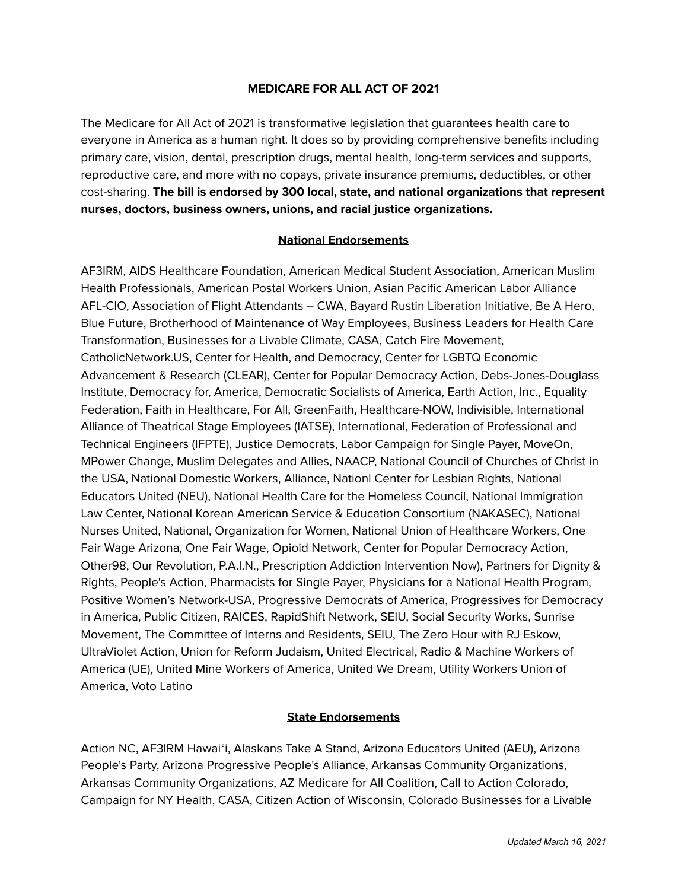**MEDICARE FOR ALL ACT OF 2021**

The Medicare for All Act of 2021 is transformative legislation that guarantees health care to everyone in America as a human right. It does so by providing comprehensive benefits including primary care, vision, dental, prescription drugs, mental health, long-term services and supports, reproductive care, and more with no copays, private insurance premiums, deductibles, or other cost-sharing. **The bill is endorsed by 300 local, state, and national organizations that represent nurses, doctors, business owners, unions, and racial justice organizations.**

**National Endorsements**

AF3IRM, AIDS Healthcare Foundation, American Medical Student Association, American Muslim Health Professionals, American Postal Workers Union, Asian Pacific American Labor Alliance AFL-CIO, Association of Flight Attendants – CWA, Bayard Rustin Liberation Initiative, Be A Hero, Blue Future, Brotherhood of Maintenance of Way Employees, Business Leaders for Health Care Transformation, Businesses for a Livable Climate, CASA, Catch Fire Movement, CatholicNetwork.US, Center for Health, and Democracy, Center for LGBTQ Economic Advancement & Research (CLEAR), Center for Popular Democracy Action, Debs-Jones-Douglass Institute, Democracy for, America, Democratic Socialists of America, Earth Action, Inc., Equality Federation, Faith in Healthcare, For All, GreenFaith, Healthcare-NOW, Indivisible, International Alliance of Theatrical Stage Employees (IATSE), International, Federation of Professional and Technical Engineers (IFPTE), Justice Democrats, Labor Campaign for Single Payer, MoveOn, MPower Change, Muslim Delegates and Allies, NAACP, National Council of Churches of Christ in the USA, National Domestic Workers, Alliance, Nationl Center for Lesbian Rights, National Educators United (NEU), National Health Care for the Homeless Council, National Immigration Law Center, National Korean American Service & Education Consortium (NAKASEC), National Nurses United, National, Organization for Women, National Union of Healthcare Workers, One Fair Wage Arizona, One Fair Wage, Opioid Network, Center for Popular Democracy Action, Other98, Our Revolution, P.A.I.N., Prescription Addiction Intervention Now), Partners for Dignity & Rights, People's Action, Pharmacists for Single Payer, Physicians for a National Health Program, Positive Women's Network-USA, Progressive Democrats of America, Progressives for Democracy in America, Public Citizen, RAICES, RapidShift Network, SEIU, Social Security Works, Sunrise Movement, The Committee of Interns and Residents, SEIU, The Zero Hour with RJ Eskow, UltraViolet Action, Union for Reform Judaism, United Electrical, Radio & Machine Workers of America (UE), United Mine Workers of America, United We Dream, Utility Workers Union of America, Voto Latino

**State Endorsements**

Action NC, AF3IRM Hawaiʻi, Alaskans Take A Stand, Arizona Educators United (AEU), Arizona People's Party, Arizona Progressive People's Alliance, Arkansas Community Organizations, Arkansas Community Organizations, AZ Medicare for All Coalition, Call to Action Colorado, Campaign for NY Health, CASA, Citizen Action of Wisconsin, Colorado Businesses for a Livable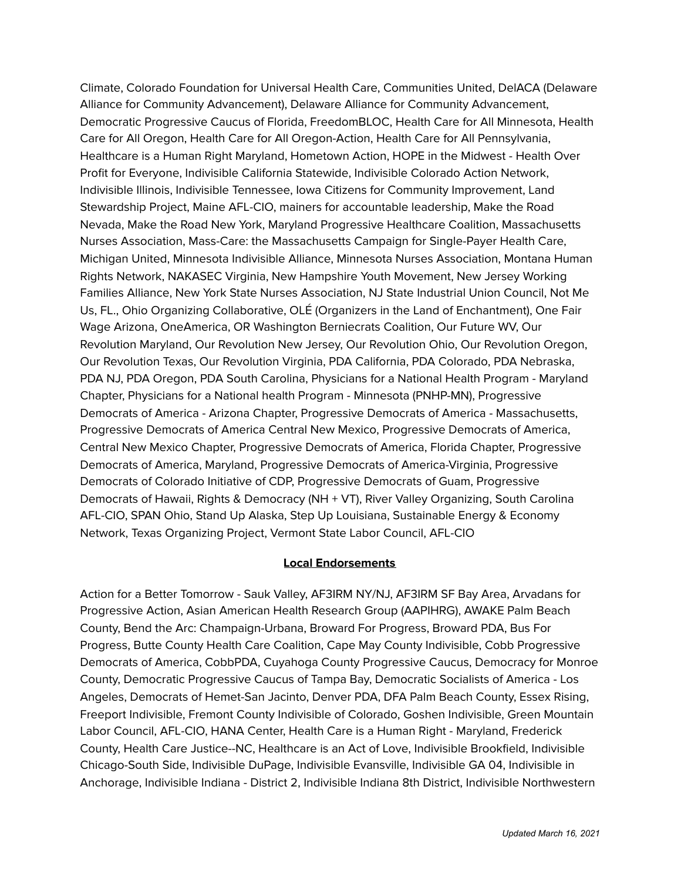Climate, Colorado Foundation for Universal Health Care, Communities United, DelACA (Delaware Alliance for Community Advancement), Delaware Alliance for Community Advancement, Democratic Progressive Caucus of Florida, FreedomBLOC, Health Care for All Minnesota, Health Care for All Oregon, Health Care for All Oregon-Action, Health Care for All Pennsylvania, Healthcare is a Human Right Maryland, Hometown Action, HOPE in the Midwest - Health Over Profit for Everyone, Indivisible California Statewide, Indivisible Colorado Action Network, Indivisible Illinois, Indivisible Tennessee, Iowa Citizens for Community Improvement, Land Stewardship Project, Maine AFL-CIO, mainers for accountable leadership, Make the Road Nevada, Make the Road New York, Maryland Progressive Healthcare Coalition, Massachusetts Nurses Association, Mass-Care: the Massachusetts Campaign for Single-Payer Health Care, Michigan United, Minnesota Indivisible Alliance, Minnesota Nurses Association, Montana Human Rights Network, NAKASEC Virginia, New Hampshire Youth Movement, New Jersey Working Families Alliance, New York State Nurses Association, NJ State Industrial Union Council, Not Me Us, FL., Ohio Organizing Collaborative, OLÉ (Organizers in the Land of Enchantment), One Fair Wage Arizona, OneAmerica, OR Washington Berniecrats Coalition, Our Future WV, Our Revolution Maryland, Our Revolution New Jersey, Our Revolution Ohio, Our Revolution Oregon, Our Revolution Texas, Our Revolution Virginia, PDA California, PDA Colorado, PDA Nebraska, PDA NJ, PDA Oregon, PDA South Carolina, Physicians for a National Health Program - Maryland Chapter, Physicians for a National health Program - Minnesota (PNHP-MN), Progressive Democrats of America - Arizona Chapter, Progressive Democrats of America - Massachusetts, Progressive Democrats of America Central New Mexico, Progressive Democrats of America, Central New Mexico Chapter, Progressive Democrats of America, Florida Chapter, Progressive Democrats of America, Maryland, Progressive Democrats of America-Virginia, Progressive Democrats of Colorado Initiative of CDP, Progressive Democrats of Guam, Progressive Democrats of Hawaii, Rights & Democracy (NH + VT), River Valley Organizing, South Carolina AFL-CIO, SPAN Ohio, Stand Up Alaska, Step Up Louisiana, Sustainable Energy & Economy Network, Texas Organizing Project, Vermont State Labor Council, AFL-CIO

**Local Endorsements**

Action for a Better Tomorrow - Sauk Valley, AF3IRM NY/NJ, AF3IRM SF Bay Area, Arvadans for Progressive Action, Asian American Health Research Group (AAPIHRG), AWAKE Palm Beach County, Bend the Arc: Champaign-Urbana, Broward For Progress, Broward PDA, Bus For Progress, Butte County Health Care Coalition, Cape May County Indivisible, Cobb Progressive Democrats of America, CobbPDA, Cuyahoga County Progressive Caucus, Democracy for Monroe County, Democratic Progressive Caucus of Tampa Bay, Democratic Socialists of America - Los Angeles, Democrats of Hemet-San Jacinto, Denver PDA, DFA Palm Beach County, Essex Rising, Freeport Indivisible, Fremont County Indivisible of Colorado, Goshen Indivisible, Green Mountain Labor Council, AFL-CIO, HANA Center, Health Care is a Human Right - Maryland, Frederick County, Health Care Justice--NC, Healthcare is an Act of Love, Indivisible Brookfield, Indivisible Chicago-South Side, Indivisible DuPage, Indivisible Evansville, Indivisible GA 04, Indivisible in Anchorage, Indivisible Indiana - District 2, Indivisible Indiana 8th District, Indivisible Northwestern

*Updated March 16, 2021*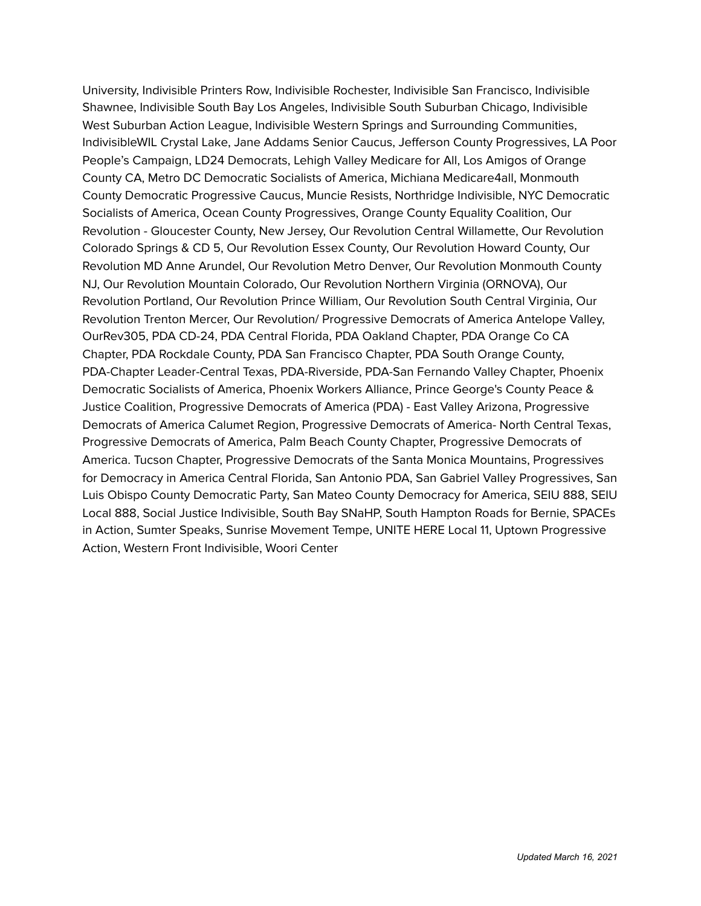University, Indivisible Printers Row, Indivisible Rochester, Indivisible San Francisco, Indivisible Shawnee, Indivisible South Bay Los Angeles, Indivisible South Suburban Chicago, Indivisible West Suburban Action League, Indivisible Western Springs and Surrounding Communities, IndivisibleWIL Crystal Lake, Jane Addams Senior Caucus, Jefferson County Progressives, LA Poor People's Campaign, LD24 Democrats, Lehigh Valley Medicare for All, Los Amigos of Orange County CA, Metro DC Democratic Socialists of America, Michiana Medicare4all, Monmouth County Democratic Progressive Caucus, Muncie Resists, Northridge Indivisible, NYC Democratic Socialists of America, Ocean County Progressives, Orange County Equality Coalition, Our Revolution - Gloucester County, New Jersey, Our Revolution Central Willamette, Our Revolution Colorado Springs & CD 5, Our Revolution Essex County, Our Revolution Howard County, Our Revolution MD Anne Arundel, Our Revolution Metro Denver, Our Revolution Monmouth County NJ, Our Revolution Mountain Colorado, Our Revolution Northern Virginia (ORNOVA), Our Revolution Portland, Our Revolution Prince William, Our Revolution South Central Virginia, Our Revolution Trenton Mercer, Our Revolution/ Progressive Democrats of America Antelope Valley, OurRev305, PDA CD-24, PDA Central Florida, PDA Oakland Chapter, PDA Orange Co CA Chapter, PDA Rockdale County, PDA San Francisco Chapter, PDA South Orange County, PDA-Chapter Leader-Central Texas, PDA-Riverside, PDA-San Fernando Valley Chapter, Phoenix Democratic Socialists of America, Phoenix Workers Alliance, Prince George's County Peace & Justice Coalition, Progressive Democrats of America (PDA) - East Valley Arizona, Progressive Democrats of America Calumet Region, Progressive Democrats of America- North Central Texas, Progressive Democrats of America, Palm Beach County Chapter, Progressive Democrats of America. Tucson Chapter, Progressive Democrats of the Santa Monica Mountains, Progressives for Democracy in America Central Florida, San Antonio PDA, San Gabriel Valley Progressives, San Luis Obispo County Democratic Party, San Mateo County Democracy for America, SEIU 888, SEIU Local 888, Social Justice Indivisible, South Bay SNaHP, South Hampton Roads for Bernie, SPACEs in Action, Sumter Speaks, Sunrise Movement Tempe, UNITE HERE Local 11, Uptown Progressive Action, Western Front Indivisible, Woori Center

*Updated March 16, 2021*